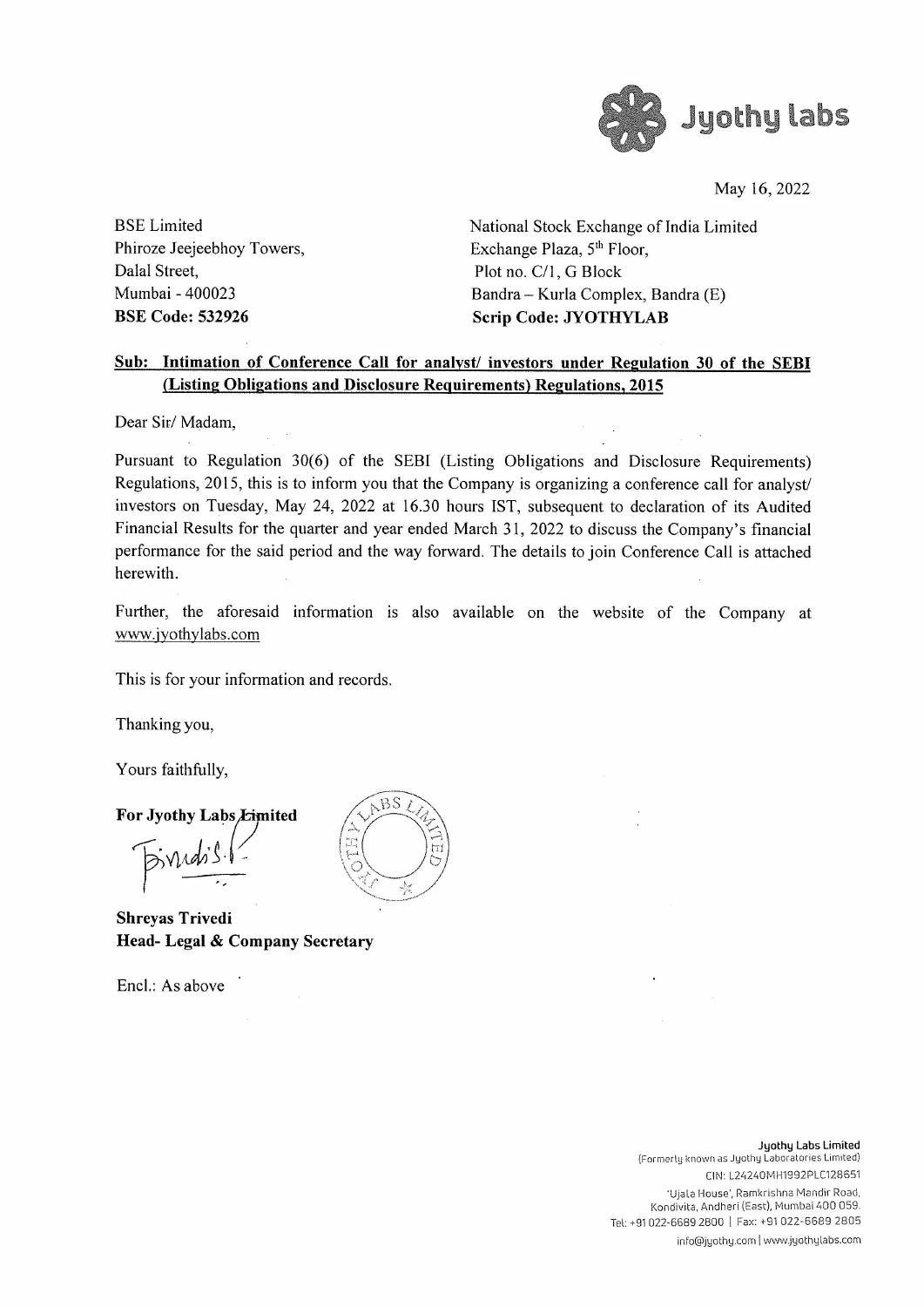Jyothy labs

May 16, 2022

BSE Limited
Phiroze Jeejeebhoy Towers,
Dalal Street,
Mumbai - 400023
**BSE Code: 532926**

National Stock Exchange of India Limited
Exchange Plaza, 5th Floor,
Plot no. C/1, G Block
Bandra – Kurla Complex, Bandra (E)
**Scrip Code: JYOTHYLAB**

**Sub: Intimation of Conference Call for analyst/ investors under Regulation 30 of the SEBI (Listing Obligations and Disclosure Requirements) Regulations, 2015**

Dear Sir/ Madam,

Pursuant to Regulation 30(6) of the SEBI (Listing Obligations and Disclosure Requirements) Regulations, 2015, this is to inform you that the Company is organizing a conference call for analyst/ investors on Tuesday, May 24, 2022 at 16.30 hours IST, subsequent to declaration of its Audited Financial Results for the quarter and year ended March 31, 2022 to discuss the Company's financial performance for the said period and the way forward. The details to join Conference Call is attached herewith.

Further, the aforesaid information is also available on the website of the Company at www.jyothylabs.com

This is for your information and records.

Thanking you,

Yours faithfully,

**For Jyothy Labs Limited**

**Shreyas Trivedi**
**Head- Legal & Company Secretary**

Encl.: As above

**Jyothy Labs Limited**
(Formerly known as Jyothy Laboratories Limited)
CIN: L24240MH1992PLC128651
'Ujala House', Ramkrishna Mandir Road,
Kondivita, Andheri (East), Mumbai 400 059.
Tel: +91 022-6689 2800 | Fax: +91 022-6689 2805
info@jyothy.com | www.jyothylabs.com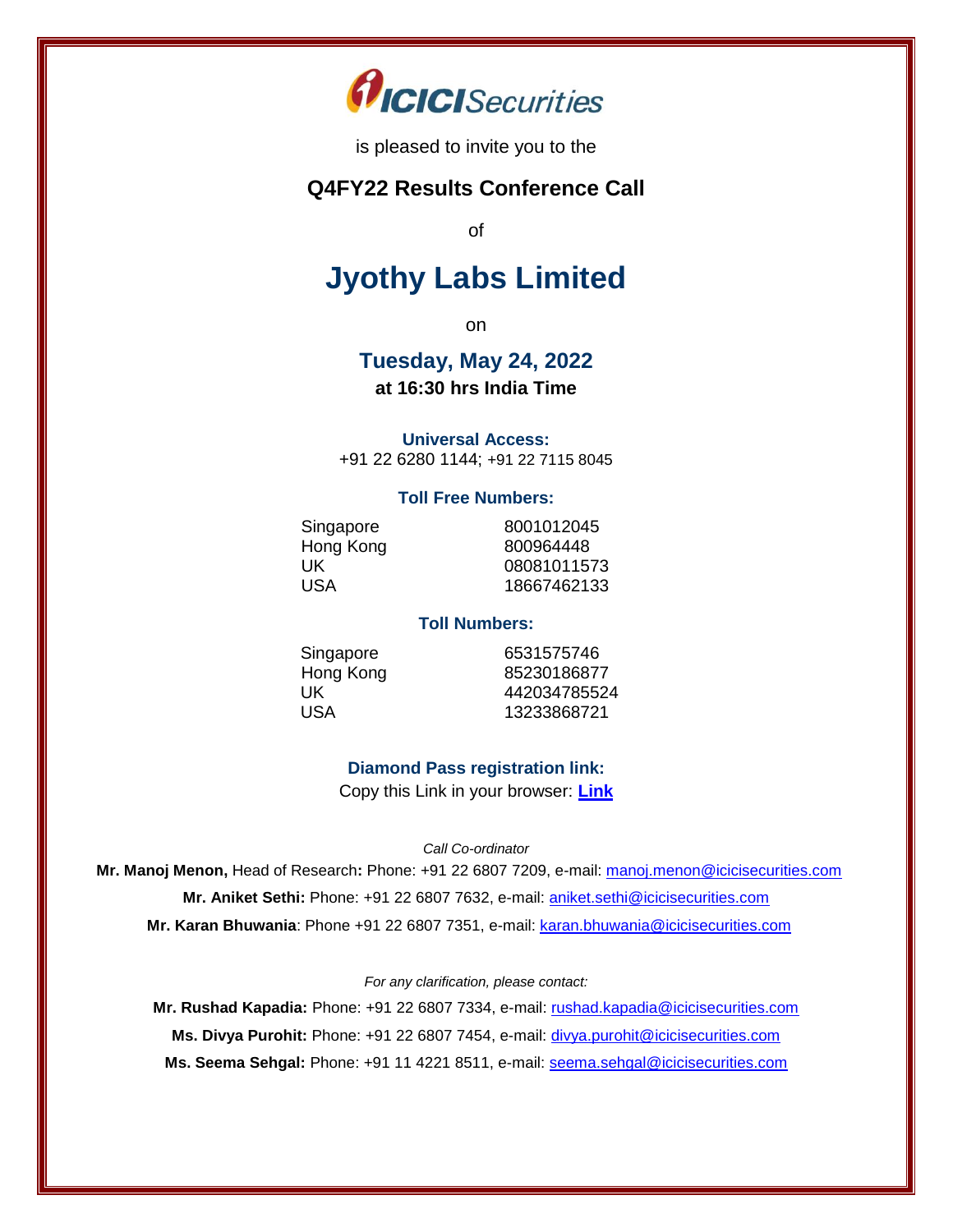ICICI Securities

is pleased to invite you to the

## Q4FY22 Results Conference Call

of

# Jyothy Labs Limited

on

### Tuesday, May 24, 2022

**at 16:30 hrs India Time**

**Universal Access:**

+91 22 6280 1144; +91 22 7115 8045

**Toll Free Numbers:**

| | |
|---|---|
| Singapore | 8001012045 |
| Hong Kong | 800964448 |
| UK | 08081011573 |
| USA | 18667462133 |

**Toll Numbers:**

| | |
|---|---|
| Singapore | 6531575746 |
| Hong Kong | 85230186877 |
| UK | 442034785524 |
| USA | 13233868721 |

**Diamond Pass registration link:**

Copy this Link in your browser: **Link**

*Call Co-ordinator*

**Mr. Manoj Menon,** Head of Research**:** Phone: +91 22 6807 7209, e-mail: manoj.menon@icicisecurities.com

**Mr. Aniket Sethi:** Phone: +91 22 6807 7632, e-mail: aniket.sethi@icicisecurities.com

**Mr. Karan Bhuwania**: Phone +91 22 6807 7351, e-mail: karan.bhuwania@icicisecurities.com

*For any clarification, please contact:*

**Mr. Rushad Kapadia:** Phone: +91 22 6807 7334, e-mail: rushad.kapadia@icicisecurities.com

**Ms. Divya Purohit:** Phone: +91 22 6807 7454, e-mail: divya.purohit@icicisecurities.com

**Ms. Seema Sehgal:** Phone: +91 11 4221 8511, e-mail: seema.sehgal@icicisecurities.com